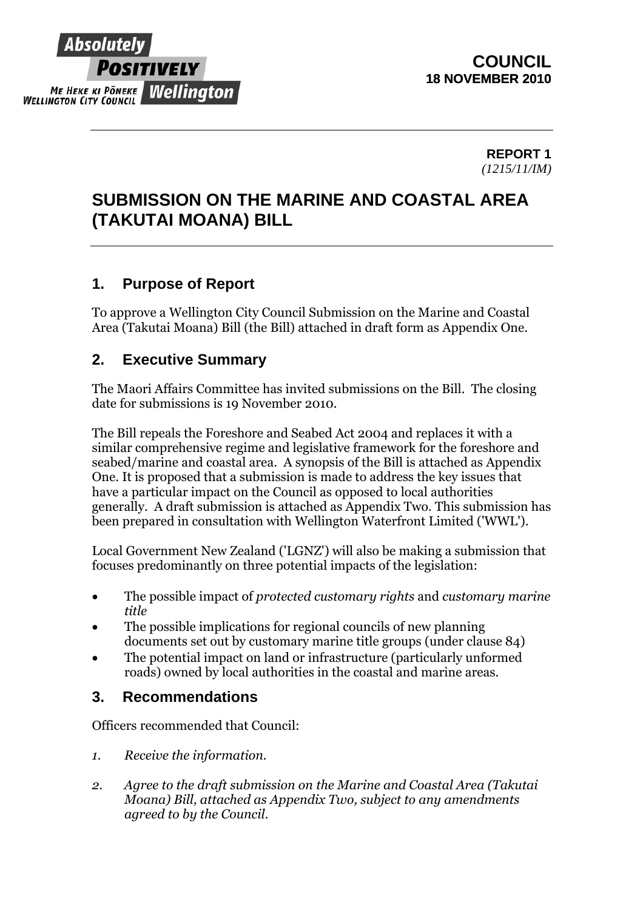Absolutely POSITIVELY Wellington
ME HEKE KI PŌNEKE
WELLINGTON CITY COUNCIL

**COUNCIL**
**18 NOVEMBER 2010**

---

**REPORT 1**
*(1215/11/IM)*

# SUBMISSION ON THE MARINE AND COASTAL AREA (TAKUTAI MOANA) BILL

---

## 1. Purpose of Report

To approve a Wellington City Council Submission on the Marine and Coastal Area (Takutai Moana) Bill (the Bill) attached in draft form as Appendix One.

## 2. Executive Summary

The Maori Affairs Committee has invited submissions on the Bill. The closing date for submissions is 19 November 2010.

The Bill repeals the Foreshore and Seabed Act 2004 and replaces it with a similar comprehensive regime and legislative framework for the foreshore and seabed/marine and coastal area. A synopsis of the Bill is attached as Appendix One. It is proposed that a submission is made to address the key issues that have a particular impact on the Council as opposed to local authorities generally. A draft submission is attached as Appendix Two. This submission has been prepared in consultation with Wellington Waterfront Limited ('WWL').

Local Government New Zealand ('LGNZ') will also be making a submission that focuses predominantly on three potential impacts of the legislation:

- The possible impact of *protected customary rights* and *customary marine title*
- The possible implications for regional councils of new planning documents set out by customary marine title groups (under clause 84)
- The potential impact on land or infrastructure (particularly unformed roads) owned by local authorities in the coastal and marine areas.

## 3. Recommendations

Officers recommended that Council:

1. *Receive the information.*

2. *Agree to the draft submission on the Marine and Coastal Area (Takutai Moana) Bill, attached as Appendix Two, subject to any amendments agreed to by the Council.*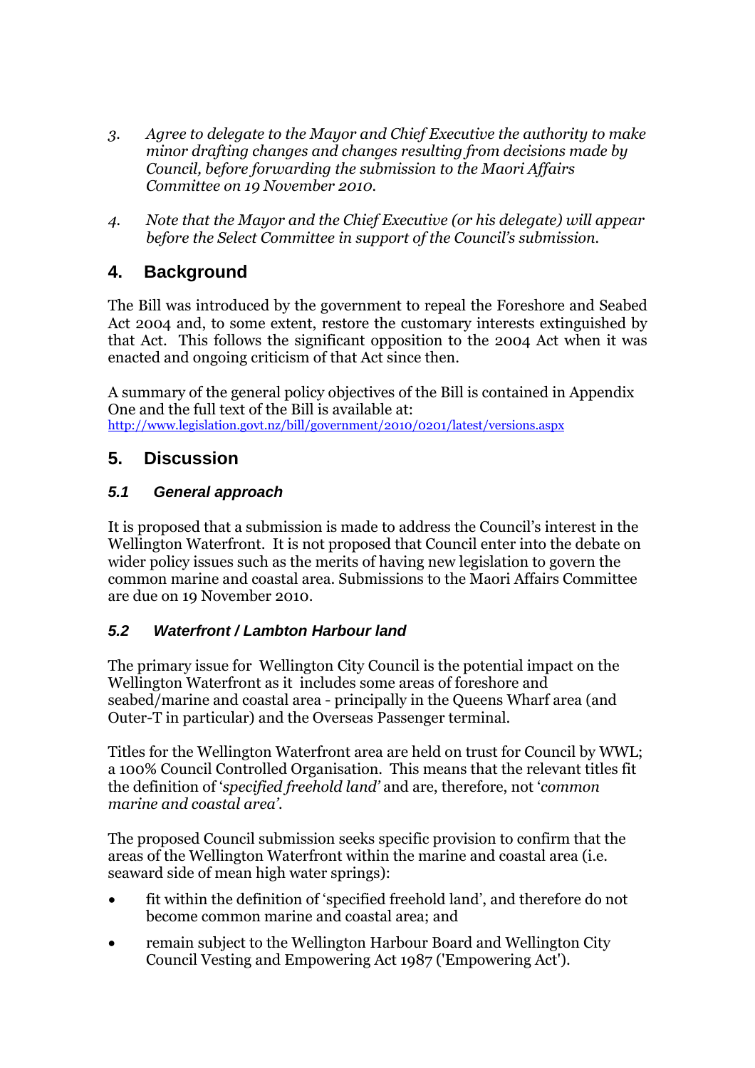3. *Agree to delegate to the Mayor and Chief Executive the authority to make minor drafting changes and changes resulting from decisions made by Council, before forwarding the submission to the Maori Affairs Committee on 19 November 2010.*

4. *Note that the Mayor and the Chief Executive (or his delegate) will appear before the Select Committee in support of the Council's submission.*

## 4. Background

The Bill was introduced by the government to repeal the Foreshore and Seabed Act 2004 and, to some extent, restore the customary interests extinguished by that Act. This follows the significant opposition to the 2004 Act when it was enacted and ongoing criticism of that Act since then.

A summary of the general policy objectives of the Bill is contained in Appendix One and the full text of the Bill is available at:
http://www.legislation.govt.nz/bill/government/2010/0201/latest/versions.aspx

## 5. Discussion

### *5.1 General approach*

It is proposed that a submission is made to address the Council's interest in the Wellington Waterfront. It is not proposed that Council enter into the debate on wider policy issues such as the merits of having new legislation to govern the common marine and coastal area. Submissions to the Maori Affairs Committee are due on 19 November 2010.

### *5.2 Waterfront / Lambton Harbour land*

The primary issue for Wellington City Council is the potential impact on the Wellington Waterfront as it includes some areas of foreshore and seabed/marine and coastal area - principally in the Queens Wharf area (and Outer-T in particular) and the Overseas Passenger terminal.

Titles for the Wellington Waterfront area are held on trust for Council by WWL; a 100% Council Controlled Organisation. This means that the relevant titles fit the definition of '*specified freehold land*' and are, therefore, not '*common marine and coastal area*'.

The proposed Council submission seeks specific provision to confirm that the areas of the Wellington Waterfront within the marine and coastal area (i.e. seaward side of mean high water springs):

- fit within the definition of 'specified freehold land', and therefore do not become common marine and coastal area; and
- remain subject to the Wellington Harbour Board and Wellington City Council Vesting and Empowering Act 1987 ('Empowering Act').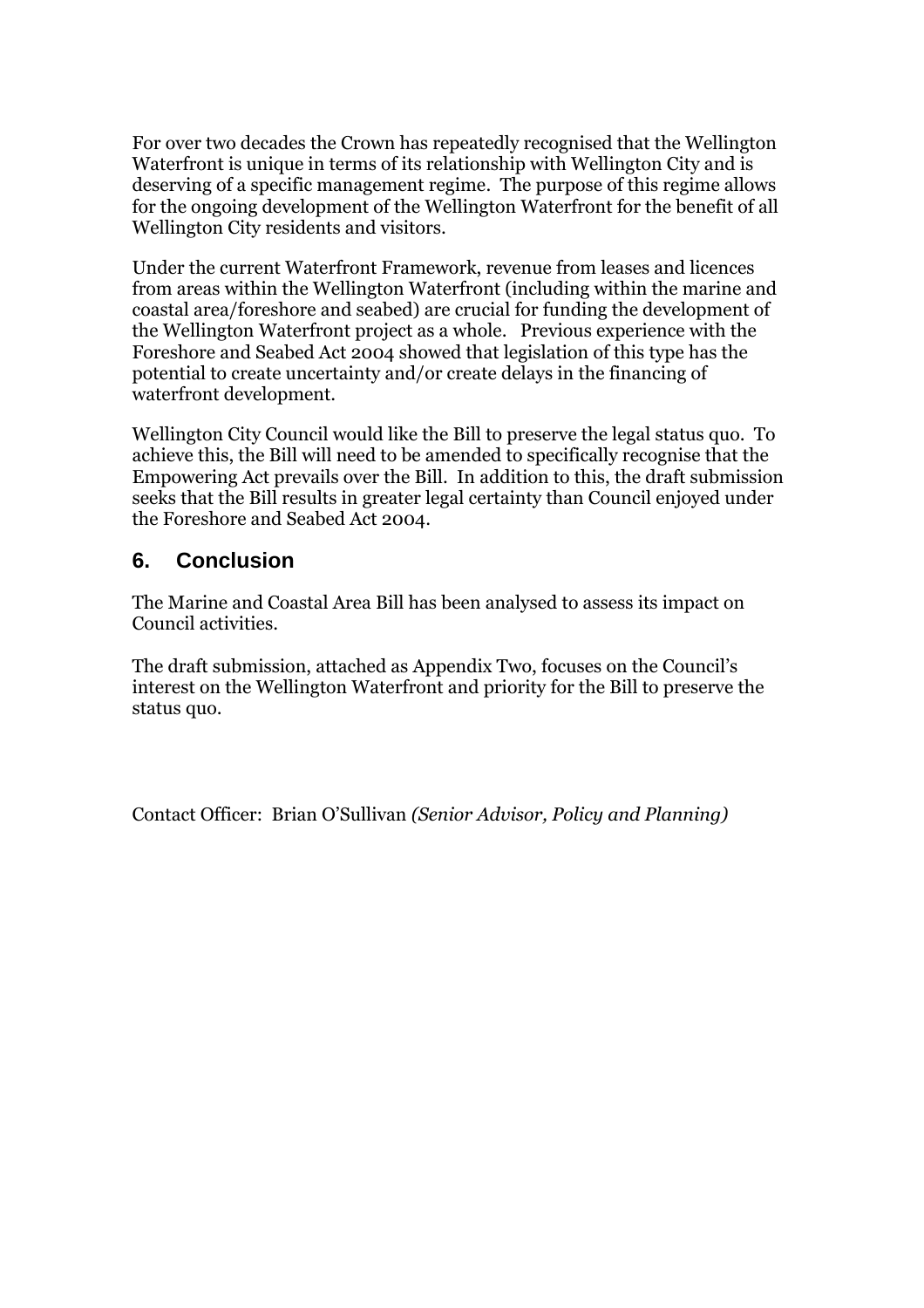For over two decades the Crown has repeatedly recognised that the Wellington Waterfront is unique in terms of its relationship with Wellington City and is deserving of a specific management regime. The purpose of this regime allows for the ongoing development of the Wellington Waterfront for the benefit of all Wellington City residents and visitors.

Under the current Waterfront Framework, revenue from leases and licences from areas within the Wellington Waterfront (including within the marine and coastal area/foreshore and seabed) are crucial for funding the development of the Wellington Waterfront project as a whole. Previous experience with the Foreshore and Seabed Act 2004 showed that legislation of this type has the potential to create uncertainty and/or create delays in the financing of waterfront development.

Wellington City Council would like the Bill to preserve the legal status quo. To achieve this, the Bill will need to be amended to specifically recognise that the Empowering Act prevails over the Bill. In addition to this, the draft submission seeks that the Bill results in greater legal certainty than Council enjoyed under the Foreshore and Seabed Act 2004.

## 6. Conclusion

The Marine and Coastal Area Bill has been analysed to assess its impact on Council activities.

The draft submission, attached as Appendix Two, focuses on the Council's interest on the Wellington Waterfront and priority for the Bill to preserve the status quo.

Contact Officer: Brian O'Sullivan *(Senior Advisor, Policy and Planning)*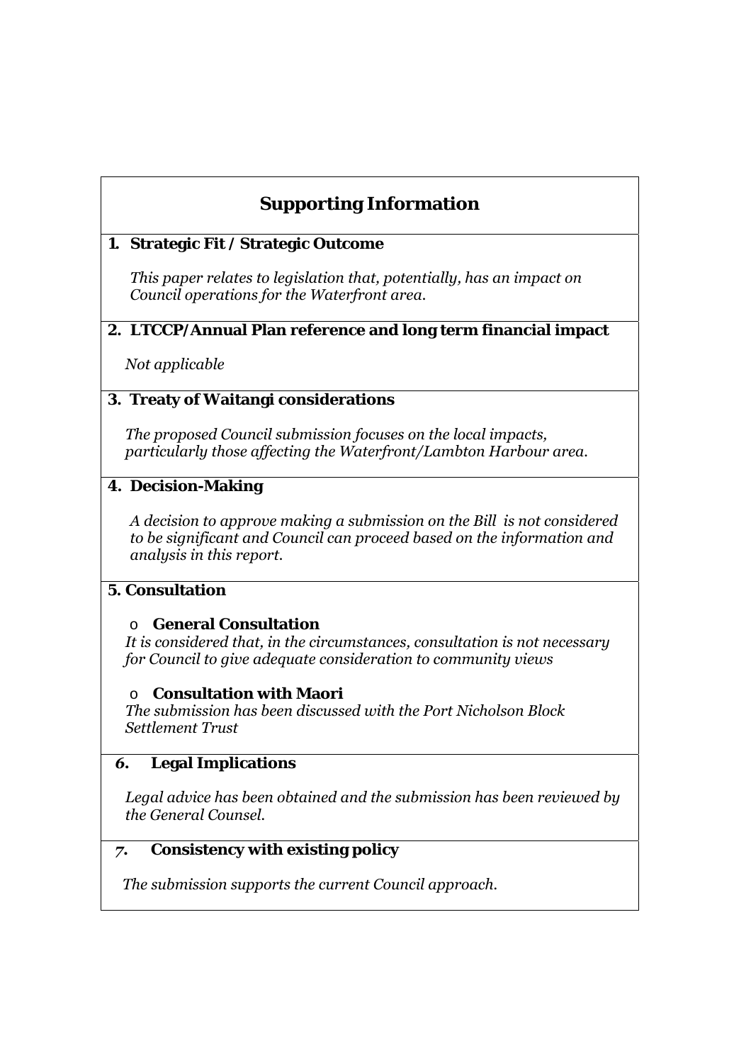## Supporting Information

**1. Strategic Fit / Strategic Outcome**

*This paper relates to legislation that, potentially, has an impact on Council operations for the Waterfront area.*

**2. LTCCP/Annual Plan reference and long term financial impact**

*Not applicable*

**3. Treaty of Waitangi considerations**

*The proposed Council submission focuses on the local impacts, particularly those affecting the Waterfront/Lambton Harbour area.*

**4. Decision-Making**

*A decision to approve making a submission on the Bill is not considered to be significant and Council can proceed based on the information and analysis in this report.*

**5. Consultation**

- **General Consultation**

*It is considered that, in the circumstances, consultation is not necessary for Council to give adequate consideration to community views*

- **Consultation with Maori**

*The submission has been discussed with the Port Nicholson Block Settlement Trust*

**6. Legal Implications**

*Legal advice has been obtained and the submission has been reviewed by the General Counsel.*

**7. Consistency with existing policy**

*The submission supports the current Council approach.*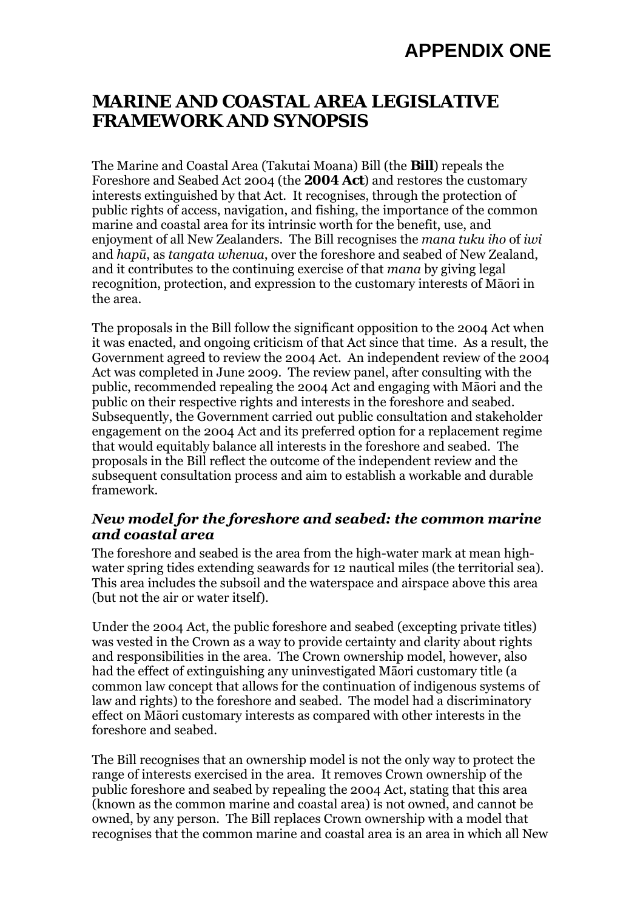# APPENDIX ONE

## MARINE AND COASTAL AREA LEGISLATIVE FRAMEWORK AND SYNOPSIS

The Marine and Coastal Area (Takutai Moana) Bill (the **Bill**) repeals the Foreshore and Seabed Act 2004 (the **2004 Act**) and restores the customary interests extinguished by that Act. It recognises, through the protection of public rights of access, navigation, and fishing, the importance of the common marine and coastal area for its intrinsic worth for the benefit, use, and enjoyment of all New Zealanders. The Bill recognises the *mana tuku iho* of *iwi* and *hapū*, as *tangata whenua*, over the foreshore and seabed of New Zealand, and it contributes to the continuing exercise of that *mana* by giving legal recognition, protection, and expression to the customary interests of Māori in the area.

The proposals in the Bill follow the significant opposition to the 2004 Act when it was enacted, and ongoing criticism of that Act since that time. As a result, the Government agreed to review the 2004 Act. An independent review of the 2004 Act was completed in June 2009. The review panel, after consulting with the public, recommended repealing the 2004 Act and engaging with Māori and the public on their respective rights and interests in the foreshore and seabed. Subsequently, the Government carried out public consultation and stakeholder engagement on the 2004 Act and its preferred option for a replacement regime that would equitably balance all interests in the foreshore and seabed. The proposals in the Bill reflect the outcome of the independent review and the subsequent consultation process and aim to establish a workable and durable framework.

### *New model for the foreshore and seabed: the common marine and coastal area*

The foreshore and seabed is the area from the high-water mark at mean high-water spring tides extending seawards for 12 nautical miles (the territorial sea). This area includes the subsoil and the waterspace and airspace above this area (but not the air or water itself).

Under the 2004 Act, the public foreshore and seabed (excepting private titles) was vested in the Crown as a way to provide certainty and clarity about rights and responsibilities in the area. The Crown ownership model, however, also had the effect of extinguishing any uninvestigated Māori customary title (a common law concept that allows for the continuation of indigenous systems of law and rights) to the foreshore and seabed. The model had a discriminatory effect on Māori customary interests as compared with other interests in the foreshore and seabed.

The Bill recognises that an ownership model is not the only way to protect the range of interests exercised in the area. It removes Crown ownership of the public foreshore and seabed by repealing the 2004 Act, stating that this area (known as the common marine and coastal area) is not owned, and cannot be owned, by any person. The Bill replaces Crown ownership with a model that recognises that the common marine and coastal area is an area in which all New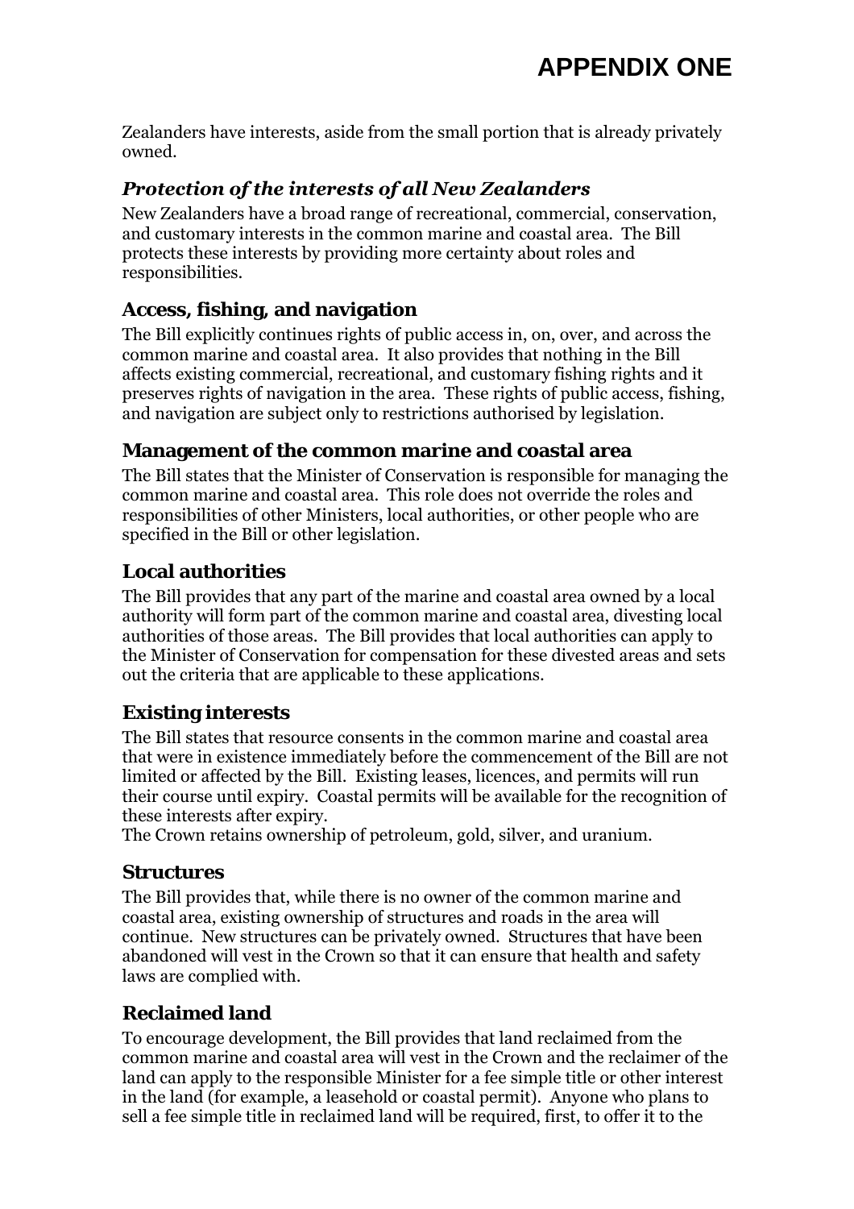Zealanders have interests, aside from the small portion that is already privately owned.

### *Protection of the interests of all New Zealanders*

New Zealanders have a broad range of recreational, commercial, conservation, and customary interests in the common marine and coastal area. The Bill protects these interests by providing more certainty about roles and responsibilities.

### Access, fishing, and navigation

The Bill explicitly continues rights of public access in, on, over, and across the common marine and coastal area. It also provides that nothing in the Bill affects existing commercial, recreational, and customary fishing rights and it preserves rights of navigation in the area. These rights of public access, fishing, and navigation are subject only to restrictions authorised by legislation.

### Management of the common marine and coastal area

The Bill states that the Minister of Conservation is responsible for managing the common marine and coastal area. This role does not override the roles and responsibilities of other Ministers, local authorities, or other people who are specified in the Bill or other legislation.

### Local authorities

The Bill provides that any part of the marine and coastal area owned by a local authority will form part of the common marine and coastal area, divesting local authorities of those areas. The Bill provides that local authorities can apply to the Minister of Conservation for compensation for these divested areas and sets out the criteria that are applicable to these applications.

### Existing interests

The Bill states that resource consents in the common marine and coastal area that were in existence immediately before the commencement of the Bill are not limited or affected by the Bill. Existing leases, licences, and permits will run their course until expiry. Coastal permits will be available for the recognition of these interests after expiry.
The Crown retains ownership of petroleum, gold, silver, and uranium.

### Structures

The Bill provides that, while there is no owner of the common marine and coastal area, existing ownership of structures and roads in the area will continue. New structures can be privately owned. Structures that have been abandoned will vest in the Crown so that it can ensure that health and safety laws are complied with.

### Reclaimed land

To encourage development, the Bill provides that land reclaimed from the common marine and coastal area will vest in the Crown and the reclaimer of the land can apply to the responsible Minister for a fee simple title or other interest in the land (for example, a leasehold or coastal permit). Anyone who plans to sell a fee simple title in reclaimed land will be required, first, to offer it to the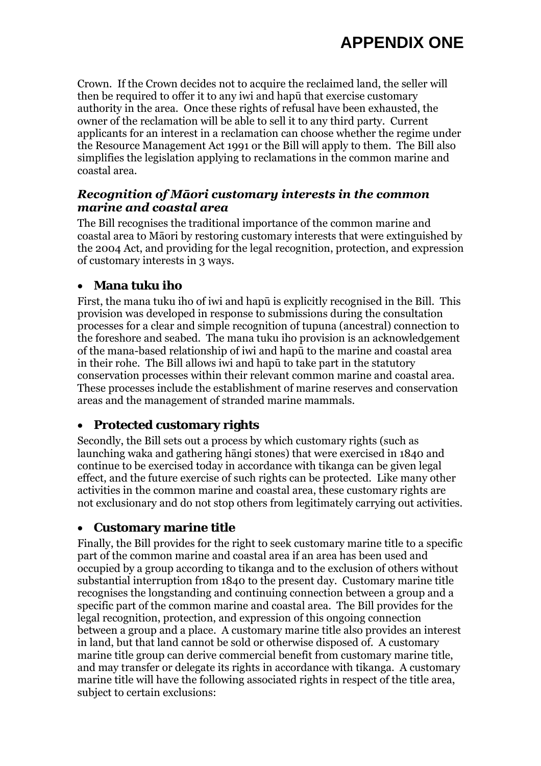Crown. If the Crown decides not to acquire the reclaimed land, the seller will then be required to offer it to any iwi and hapū that exercise customary authority in the area. Once these rights of refusal have been exhausted, the owner of the reclamation will be able to sell it to any third party. Current applicants for an interest in a reclamation can choose whether the regime under the Resource Management Act 1991 or the Bill will apply to them. The Bill also simplifies the legislation applying to reclamations in the common marine and coastal area.

### *Recognition of Māori customary interests in the common marine and coastal area*

The Bill recognises the traditional importance of the common marine and coastal area to Māori by restoring customary interests that were extinguished by the 2004 Act, and providing for the legal recognition, protection, and expression of customary interests in 3 ways.

- **Mana tuku iho**

First, the mana tuku iho of iwi and hapū is explicitly recognised in the Bill. This provision was developed in response to submissions during the consultation processes for a clear and simple recognition of tupuna (ancestral) connection to the foreshore and seabed. The mana tuku iho provision is an acknowledgement of the mana-based relationship of iwi and hapū to the marine and coastal area in their rohe. The Bill allows iwi and hapū to take part in the statutory conservation processes within their relevant common marine and coastal area. These processes include the establishment of marine reserves and conservation areas and the management of stranded marine mammals.

- **Protected customary rights**

Secondly, the Bill sets out a process by which customary rights (such as launching waka and gathering hāngi stones) that were exercised in 1840 and continue to be exercised today in accordance with tikanga can be given legal effect, and the future exercise of such rights can be protected. Like many other activities in the common marine and coastal area, these customary rights are not exclusionary and do not stop others from legitimately carrying out activities.

- **Customary marine title**

Finally, the Bill provides for the right to seek customary marine title to a specific part of the common marine and coastal area if an area has been used and occupied by a group according to tikanga and to the exclusion of others without substantial interruption from 1840 to the present day. Customary marine title recognises the longstanding and continuing connection between a group and a specific part of the common marine and coastal area. The Bill provides for the legal recognition, protection, and expression of this ongoing connection between a group and a place. A customary marine title also provides an interest in land, but that land cannot be sold or otherwise disposed of. A customary marine title group can derive commercial benefit from customary marine title, and may transfer or delegate its rights in accordance with tikanga. A customary marine title will have the following associated rights in respect of the title area, subject to certain exclusions: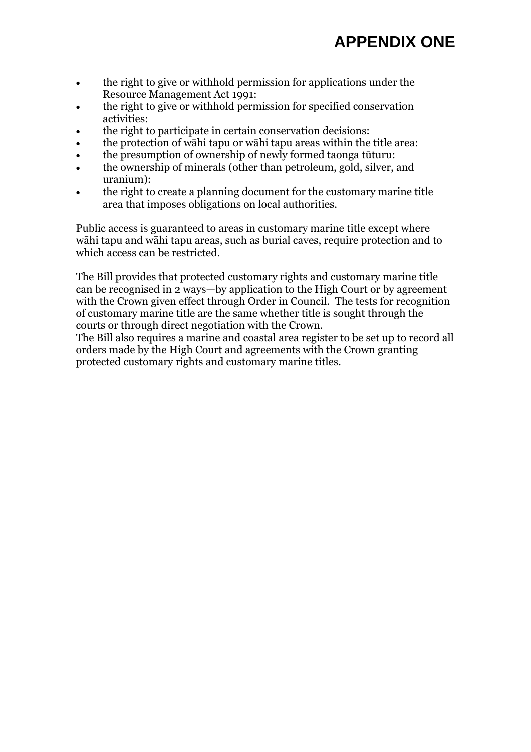# APPENDIX ONE

- the right to give or withhold permission for applications under the Resource Management Act 1991:
- the right to give or withhold permission for specified conservation activities:
- the right to participate in certain conservation decisions:
- the protection of wāhi tapu or wāhi tapu areas within the title area:
- the presumption of ownership of newly formed taonga tūturu:
- the ownership of minerals (other than petroleum, gold, silver, and uranium):
- the right to create a planning document for the customary marine title area that imposes obligations on local authorities.

Public access is guaranteed to areas in customary marine title except where wāhi tapu and wāhi tapu areas, such as burial caves, require protection and to which access can be restricted.

The Bill provides that protected customary rights and customary marine title can be recognised in 2 ways—by application to the High Court or by agreement with the Crown given effect through Order in Council. The tests for recognition of customary marine title are the same whether title is sought through the courts or through direct negotiation with the Crown.
The Bill also requires a marine and coastal area register to be set up to record all orders made by the High Court and agreements with the Crown granting protected customary rights and customary marine titles.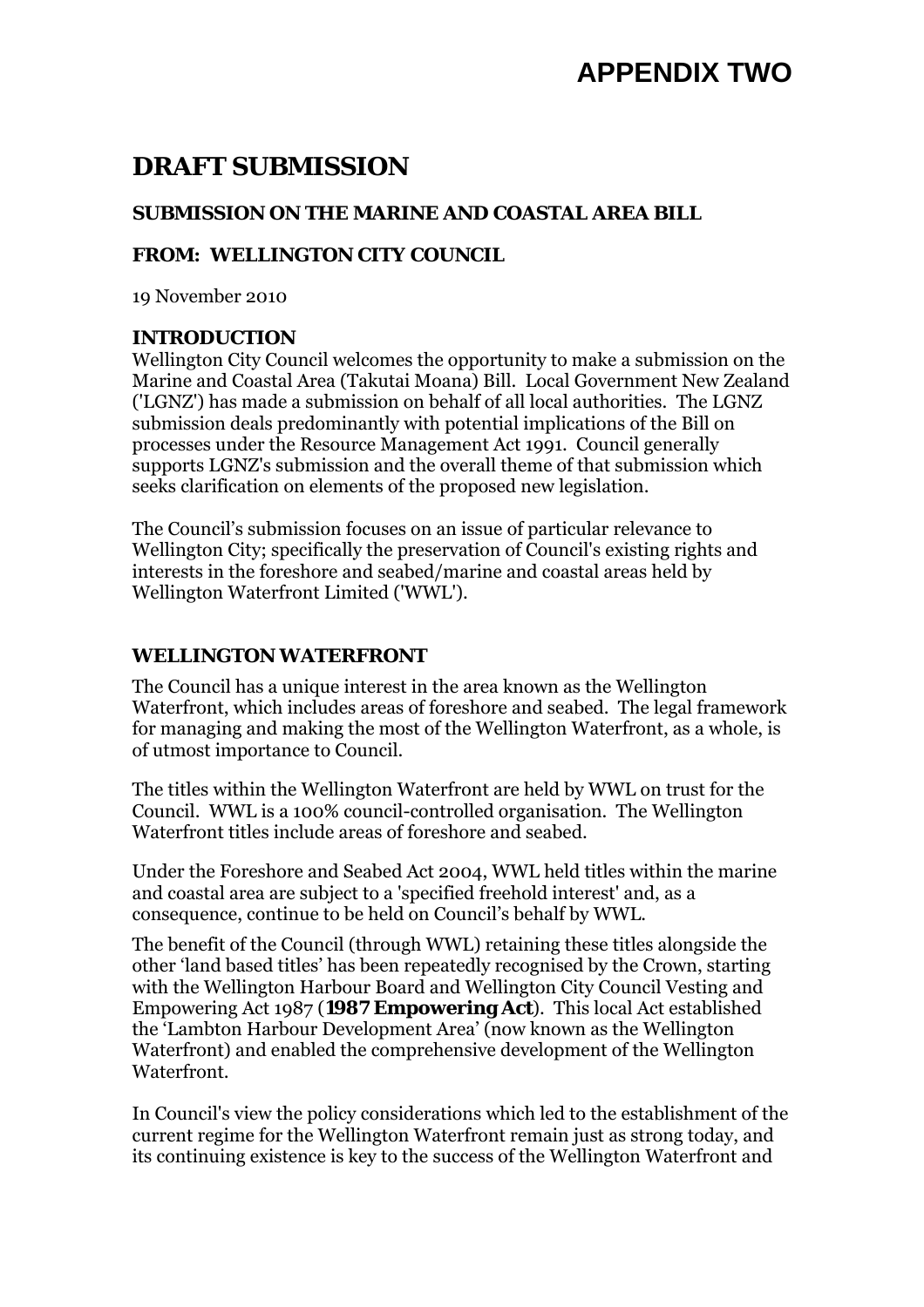# APPENDIX TWO

## DRAFT SUBMISSION

### SUBMISSION ON THE MARINE AND COASTAL AREA BILL

### FROM: WELLINGTON CITY COUNCIL

19 November 2010

### INTRODUCTION

Wellington City Council welcomes the opportunity to make a submission on the Marine and Coastal Area (Takutai Moana) Bill. Local Government New Zealand ('LGNZ') has made a submission on behalf of all local authorities. The LGNZ submission deals predominantly with potential implications of the Bill on processes under the Resource Management Act 1991. Council generally supports LGNZ's submission and the overall theme of that submission which seeks clarification on elements of the proposed new legislation.

The Council's submission focuses on an issue of particular relevance to Wellington City; specifically the preservation of Council's existing rights and interests in the foreshore and seabed/marine and coastal areas held by Wellington Waterfront Limited ('WWL').

### WELLINGTON WATERFRONT

The Council has a unique interest in the area known as the Wellington Waterfront, which includes areas of foreshore and seabed. The legal framework for managing and making the most of the Wellington Waterfront, as a whole, is of utmost importance to Council.

The titles within the Wellington Waterfront are held by WWL on trust for the Council. WWL is a 100% council-controlled organisation. The Wellington Waterfront titles include areas of foreshore and seabed.

Under the Foreshore and Seabed Act 2004, WWL held titles within the marine and coastal area are subject to a 'specified freehold interest' and, as a consequence, continue to be held on Council's behalf by WWL.

The benefit of the Council (through WWL) retaining these titles alongside the other 'land based titles' has been repeatedly recognised by the Crown, starting with the Wellington Harbour Board and Wellington City Council Vesting and Empowering Act 1987 (**1987 Empowering Act**). This local Act established the 'Lambton Harbour Development Area' (now known as the Wellington Waterfront) and enabled the comprehensive development of the Wellington Waterfront.

In Council's view the policy considerations which led to the establishment of the current regime for the Wellington Waterfront remain just as strong today, and its continuing existence is key to the success of the Wellington Waterfront and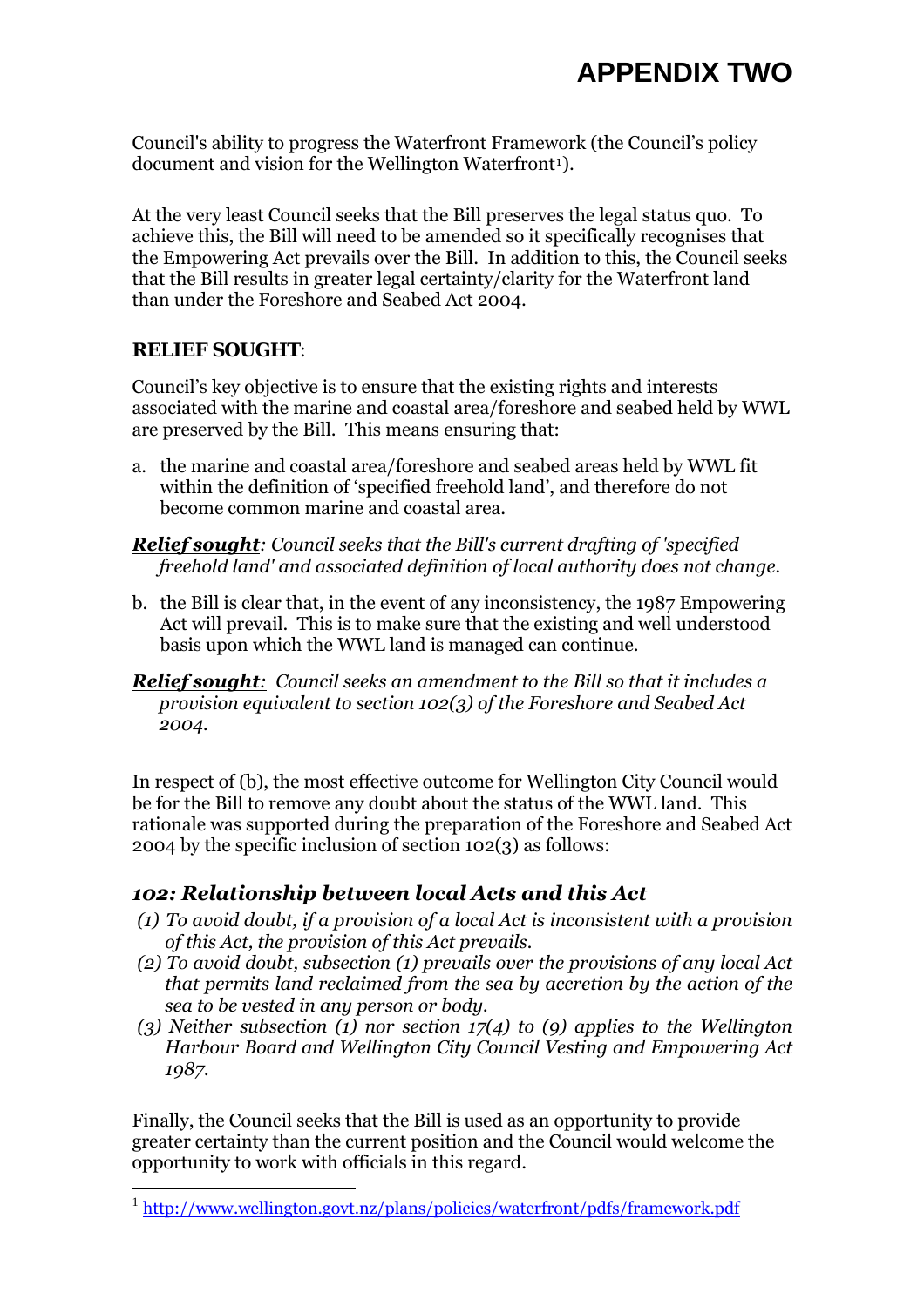# APPENDIX TWO

Council's ability to progress the Waterfront Framework (the Council's policy document and vision for the Wellington Waterfront[1]).

At the very least Council seeks that the Bill preserves the legal status quo. To achieve this, the Bill will need to be amended so it specifically recognises that the Empowering Act prevails over the Bill. In addition to this, the Council seeks that the Bill results in greater legal certainty/clarity for the Waterfront land than under the Foreshore and Seabed Act 2004.

**RELIEF SOUGHT**:

Council's key objective is to ensure that the existing rights and interests associated with the marine and coastal area/foreshore and seabed held by WWL are preserved by the Bill. This means ensuring that:

a. the marine and coastal area/foreshore and seabed areas held by WWL fit within the definition of 'specified freehold land', and therefore do not become common marine and coastal area.

***Relief sought****: Council seeks that the Bill's current drafting of 'specified freehold land' and associated definition of local authority does not change.*

b. the Bill is clear that, in the event of any inconsistency, the 1987 Empowering Act will prevail. This is to make sure that the existing and well understood basis upon which the WWL land is managed can continue.

***Relief sought****: Council seeks an amendment to the Bill so that it includes a provision equivalent to section 102(3) of the Foreshore and Seabed Act 2004.*

In respect of (b), the most effective outcome for Wellington City Council would be for the Bill to remove any doubt about the status of the WWL land. This rationale was supported during the preparation of the Foreshore and Seabed Act 2004 by the specific inclusion of section 102(3) as follows:

### *102: Relationship between local Acts and this Act*

*(1) To avoid doubt, if a provision of a local Act is inconsistent with a provision of this Act, the provision of this Act prevails.*

*(2) To avoid doubt, subsection (1) prevails over the provisions of any local Act that permits land reclaimed from the sea by accretion by the action of the sea to be vested in any person or body.*

*(3) Neither subsection (1) nor section 17(4) to (9) applies to the Wellington Harbour Board and Wellington City Council Vesting and Empowering Act 1987.*

Finally, the Council seeks that the Bill is used as an opportunity to provide greater certainty than the current position and the Council would welcome the opportunity to work with officials in this regard.

---

[1] http://www.wellington.govt.nz/plans/policies/waterfront/pdfs/framework.pdf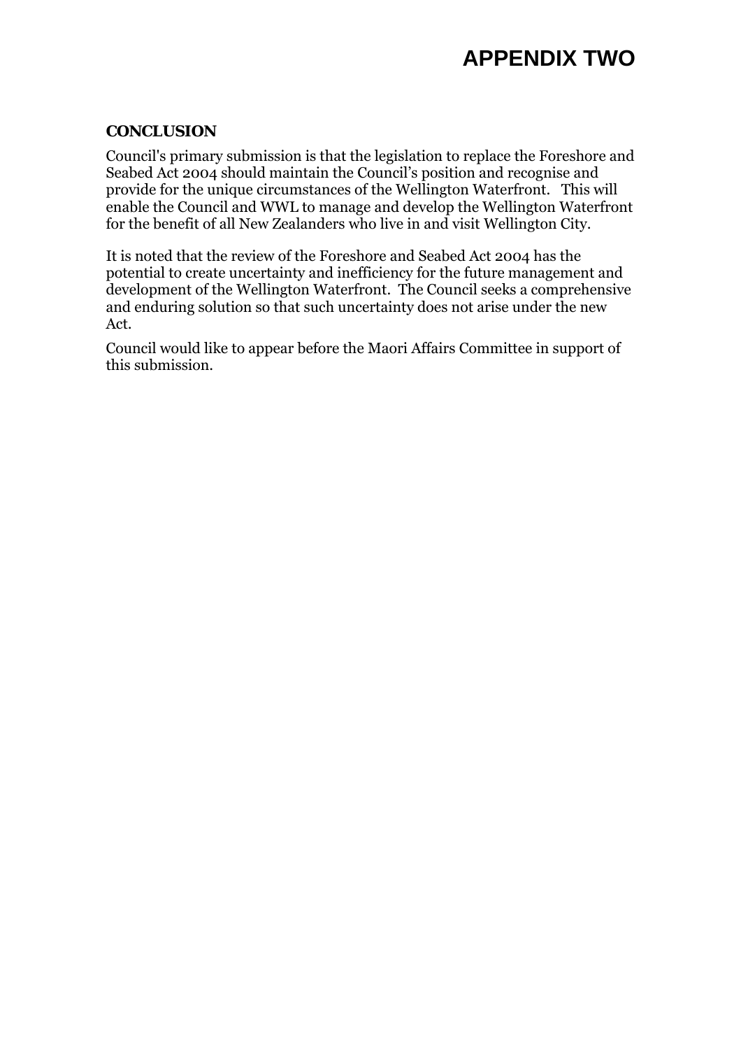# APPENDIX TWO

**CONCLUSION**

Council's primary submission is that the legislation to replace the Foreshore and Seabed Act 2004 should maintain the Council's position and recognise and provide for the unique circumstances of the Wellington Waterfront. This will enable the Council and WWL to manage and develop the Wellington Waterfront for the benefit of all New Zealanders who live in and visit Wellington City.

It is noted that the review of the Foreshore and Seabed Act 2004 has the potential to create uncertainty and inefficiency for the future management and development of the Wellington Waterfront. The Council seeks a comprehensive and enduring solution so that such uncertainty does not arise under the new Act.

Council would like to appear before the Maori Affairs Committee in support of this submission.